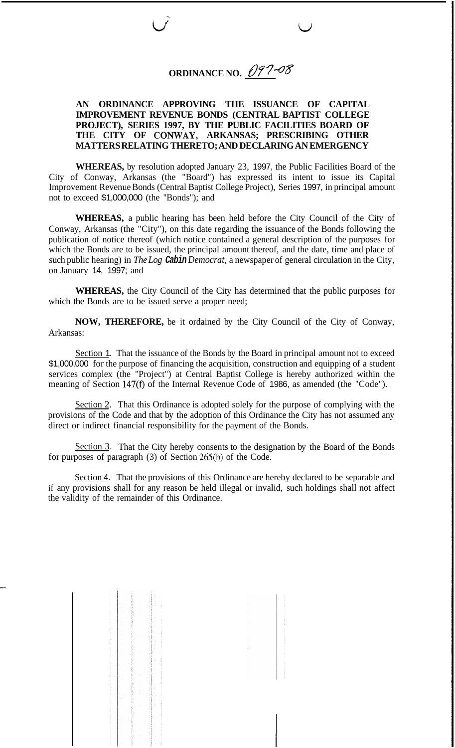# ORDINANCE NO. 097-08

**AN ORDINANCE APPROVING THE ISSUANCE OF CAPITAL IMPROVEMENT REVENUE BONDS (CENTRAL BAPTIST COLLEGE PROJECT), SERIES 1997, BY THE PUBLIC FACILITIES BOARD OF THE CITY OF CONWAY, ARKANSAS; PRESCRIBING OTHER MATTERS RELATING THERETO; AND DECLARING AN EMERGENCY**

**WHEREAS,** by resolution adopted January 23, 1997, the Public Facilities Board of the City of Conway, Arkansas (the "Board") has expressed its intent to issue its Capital Improvement Revenue Bonds (Central Baptist College Project), Series 1997, in principal amount not to exceed $1,000,000 (the "Bonds"); and

**WHEREAS,** a public hearing has been held before the City Council of the City of Conway, Arkansas (the "City"), on this date regarding the issuance of the Bonds following the publication of notice thereof (which notice contained a general description of the purposes for which the Bonds are to be issued, the principal amount thereof, and the date, time and place of such public hearing) in *The Log Cabin Democrat*, a newspaper of general circulation in the City, on January 14, 1997; and

**WHEREAS,** the City Council of the City has determined that the public purposes for which the Bonds are to be issued serve a proper need;

**NOW, THEREFORE,** be it ordained by the City Council of the City of Conway, Arkansas:

Section 1. That the issuance of the Bonds by the Board in principal amount not to exceed $1,000,000 for the purpose of financing the acquisition, construction and equipping of a student services complex (the "Project") at Central Baptist College is hereby authorized within the meaning of Section 147(f) of the Internal Revenue Code of 1986, as amended (the "Code").

Section 2. That this Ordinance is adopted solely for the purpose of complying with the provisions of the Code and that by the adoption of this Ordinance the City has not assumed any direct or indirect financial responsibility for the payment of the Bonds.

Section 3. That the City hereby consents to the designation by the Board of the Bonds for purposes of paragraph (3) of Section 265(b) of the Code.

Section 4. That the provisions of this Ordinance are hereby declared to be separable and if any provisions shall for any reason be held illegal or invalid, such holdings shall not affect the validity of the remainder of this Ordinance.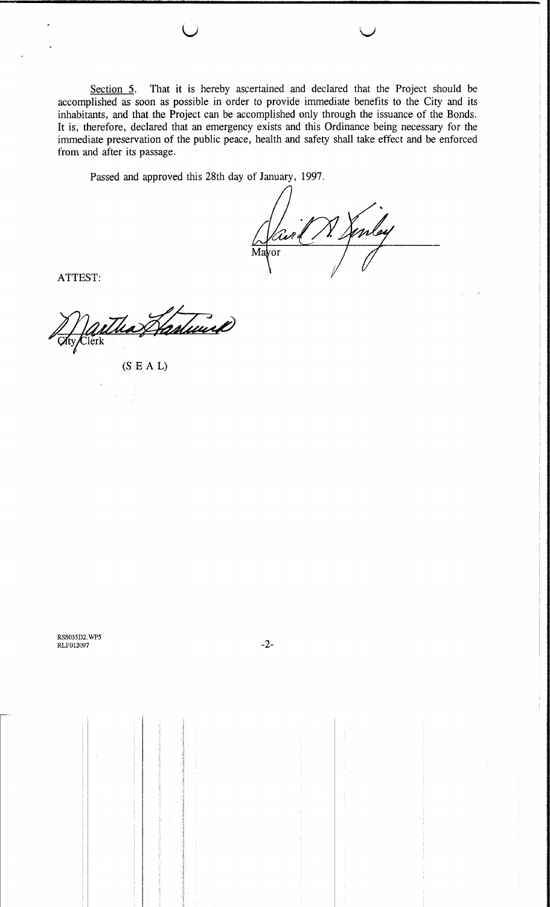Section 5. That it is hereby ascertained and declared that the Project should be accomplished as soon as possible in order to provide immediate benefits to the City and its inhabitants, and that the Project can be accomplished only through the issuance of the Bonds. It is, therefore, declared that an emergency exists and this Ordinance being necessary for the immediate preservation of the public peace, health and safety shall take effect and be enforced from and after its passage.

Passed and approved this 28th day of January, 1997.

Mayor

ATTEST:

City Clerk

(S E A L)

RSS035D2.WP5
RLF012097